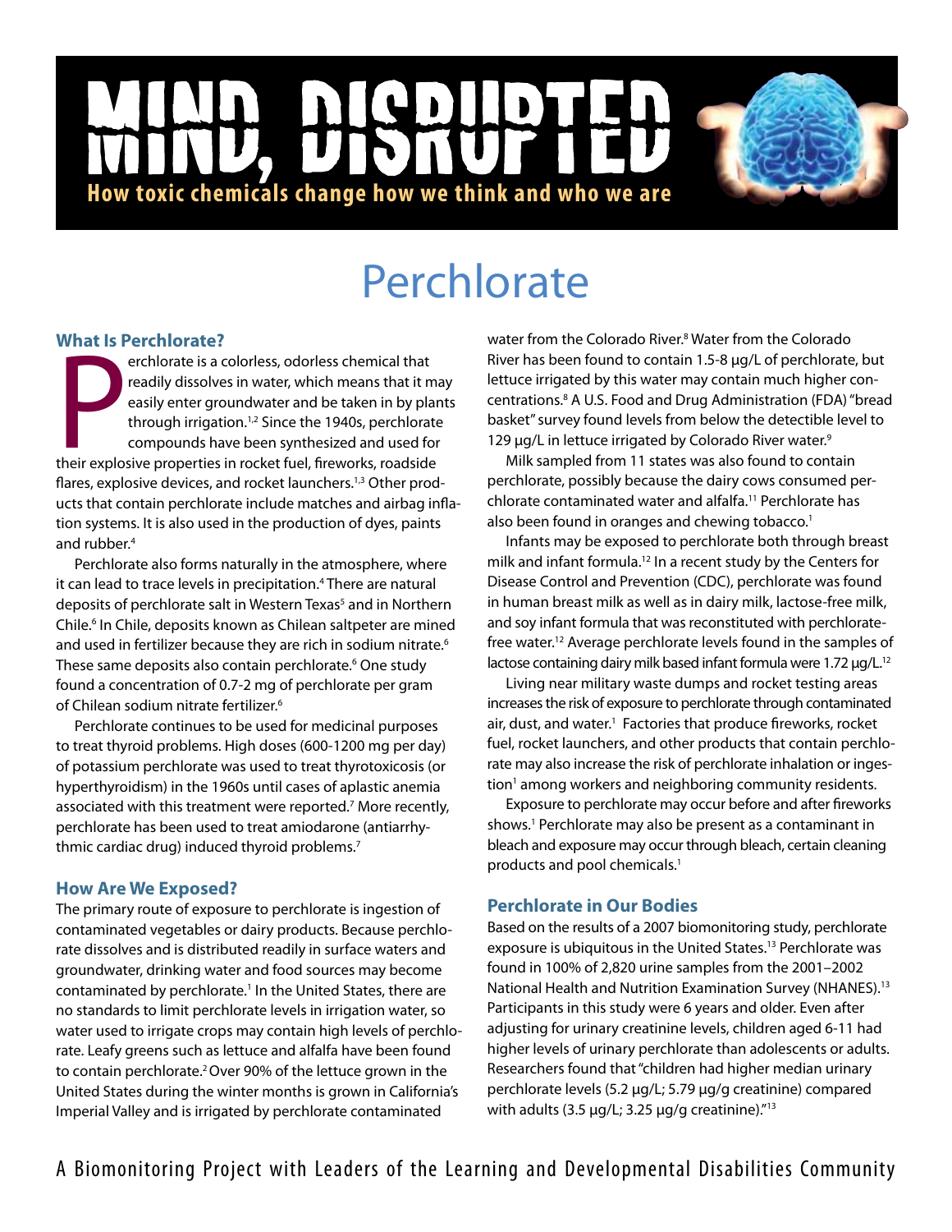# MIND, DISRUPTED

**How toxic chemicals change how we think and who we are**

# Perchlorate

## What Is Perchlorate?

Perchlorate is a colorless, odorless chemical that readily dissolves in water, which means that it may easily enter groundwater and be taken in by plants through irrigation.[1,2] Since the 1940s, perchlorate compounds have been synthesized and used for their explosive properties in rocket fuel, fireworks, roadside flares, explosive devices, and rocket launchers.[1,3] Other products that contain perchlorate include matches and airbag inflation systems. It is also used in the production of dyes, paints and rubber.[4]

Perchlorate also forms naturally in the atmosphere, where it can lead to trace levels in precipitation.[4] There are natural deposits of perchlorate salt in Western Texas[5] and in Northern Chile.[6] In Chile, deposits known as Chilean saltpeter are mined and used in fertilizer because they are rich in sodium nitrate.[6] These same deposits also contain perchlorate.[6] One study found a concentration of 0.7-2 mg of perchlorate per gram of Chilean sodium nitrate fertilizer.[6]

Perchlorate continues to be used for medicinal purposes to treat thyroid problems. High doses (600-1200 mg per day) of potassium perchlorate was used to treat thyrotoxicosis (or hyperthyroidism) in the 1960s until cases of aplastic anemia associated with this treatment were reported.[7] More recently, perchlorate has been used to treat amiodarone (antiarrhythmic cardiac drug) induced thyroid problems.[7]

## How Are We Exposed?

The primary route of exposure to perchlorate is ingestion of contaminated vegetables or dairy products. Because perchlorate dissolves and is distributed readily in surface waters and groundwater, drinking water and food sources may become contaminated by perchlorate.[1] In the United States, there are no standards to limit perchlorate levels in irrigation water, so water used to irrigate crops may contain high levels of perchlorate. Leafy greens such as lettuce and alfalfa have been found to contain perchlorate.[2] Over 90% of the lettuce grown in the United States during the winter months is grown in California's Imperial Valley and is irrigated by perchlorate contaminated water from the Colorado River.[8] Water from the Colorado River has been found to contain 1.5-8 µg/L of perchlorate, but lettuce irrigated by this water may contain much higher concentrations.[8] A U.S. Food and Drug Administration (FDA) "bread basket" survey found levels from below the detectible level to 129 µg/L in lettuce irrigated by Colorado River water.[9]

Milk sampled from 11 states was also found to contain perchlorate, possibly because the dairy cows consumed perchlorate contaminated water and alfalfa.[11] Perchlorate has also been found in oranges and chewing tobacco.[1]

Infants may be exposed to perchlorate both through breast milk and infant formula.[12] In a recent study by the Centers for Disease Control and Prevention (CDC), perchlorate was found in human breast milk as well as in dairy milk, lactose-free milk, and soy infant formula that was reconstituted with perchlorate-free water.[12] Average perchlorate levels found in the samples of lactose containing dairy milk based infant formula were 1.72 µg/L.[12]

Living near military waste dumps and rocket testing areas increases the risk of exposure to perchlorate through contaminated air, dust, and water.[1] Factories that produce fireworks, rocket fuel, rocket launchers, and other products that contain perchlorate may also increase the risk of perchlorate inhalation or ingestion[1] among workers and neighboring community residents.

Exposure to perchlorate may occur before and after fireworks shows.[1] Perchlorate may also be present as a contaminant in bleach and exposure may occur through bleach, certain cleaning products and pool chemicals.[1]

## Perchlorate in Our Bodies

Based on the results of a 2007 biomonitoring study, perchlorate exposure is ubiquitous in the United States.[13] Perchlorate was found in 100% of 2,820 urine samples from the 2001–2002 National Health and Nutrition Examination Survey (NHANES).[13] Participants in this study were 6 years and older. Even after adjusting for urinary creatinine levels, children aged 6-11 had higher levels of urinary perchlorate than adolescents or adults. Researchers found that "children had higher median urinary perchlorate levels (5.2 µg/L; 5.79 µg/g creatinine) compared with adults (3.5 µg/L; 3.25 µg/g creatinine)."[13]

A Biomonitoring Project with Leaders of the Learning and Developmental Disabilities Community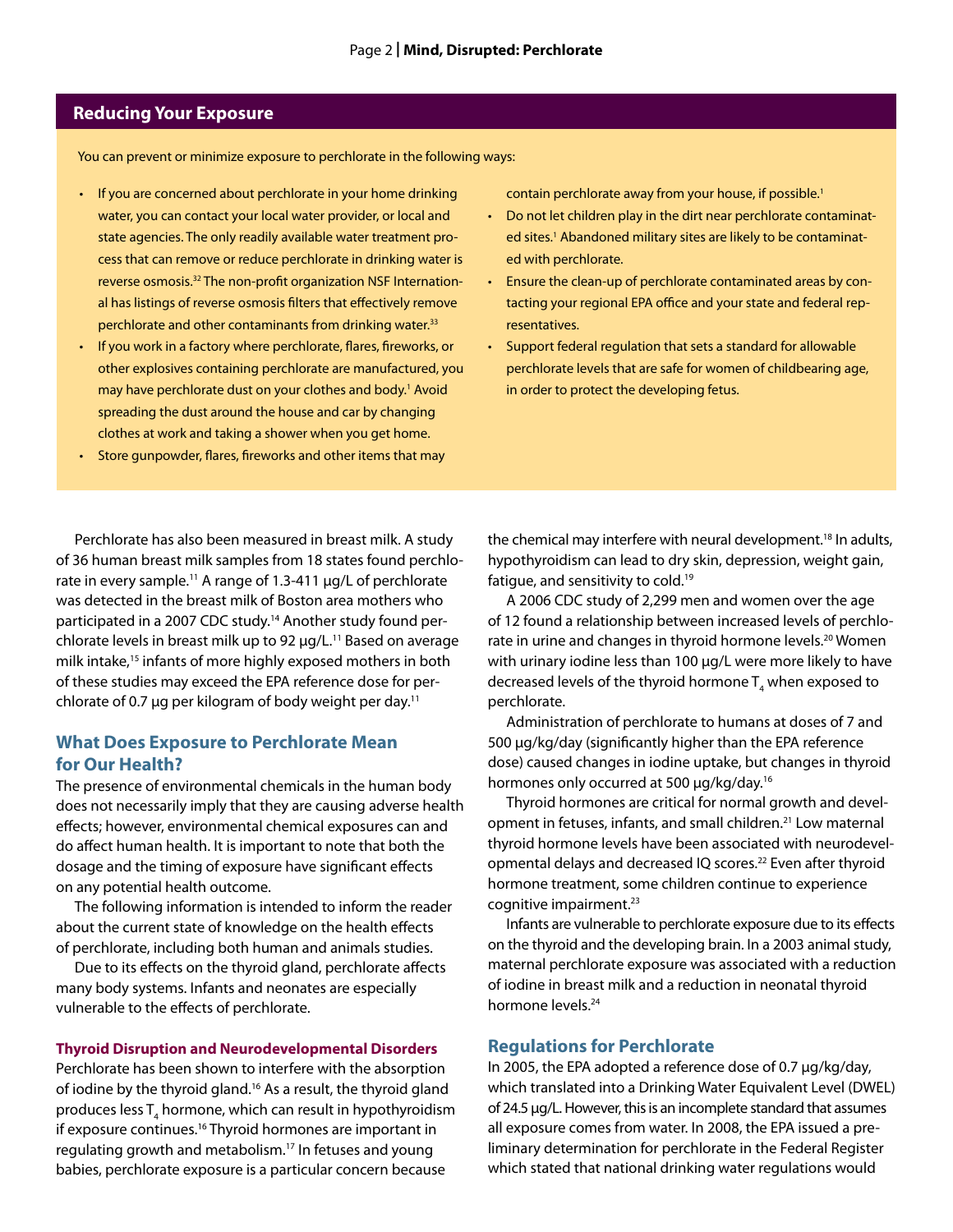## Reducing Your Exposure

You can prevent or minimize exposure to perchlorate in the following ways:

- If you are concerned about perchlorate in your home drinking water, you can contact your local water provider, or local and state agencies. The only readily available water treatment process that can remove or reduce perchlorate in drinking water is reverse osmosis.[32] The non-profit organization NSF International has listings of reverse osmosis filters that effectively remove perchlorate and other contaminants from drinking water.[33]
- If you work in a factory where perchlorate, flares, fireworks, or other explosives containing perchlorate are manufactured, you may have perchlorate dust on your clothes and body.[1] Avoid spreading the dust around the house and car by changing clothes at work and taking a shower when you get home.
- Store gunpowder, flares, fireworks and other items that may contain perchlorate away from your house, if possible.[1]
- Do not let children play in the dirt near perchlorate contaminated sites.[1] Abandoned military sites are likely to be contaminated with perchlorate.
- Ensure the clean-up of perchlorate contaminated areas by contacting your regional EPA office and your state and federal representatives.
- Support federal regulation that sets a standard for allowable perchlorate levels that are safe for women of childbearing age, in order to protect the developing fetus.

Perchlorate has also been measured in breast milk. A study of 36 human breast milk samples from 18 states found perchlorate in every sample.[11] A range of 1.3-411 µg/L of perchlorate was detected in the breast milk of Boston area mothers who participated in a 2007 CDC study.[14] Another study found perchlorate levels in breast milk up to 92 µg/L.[11] Based on average milk intake,[15] infants of more highly exposed mothers in both of these studies may exceed the EPA reference dose for perchlorate of 0.7 µg per kilogram of body weight per day.[11]

## What Does Exposure to Perchlorate Mean for Our Health?

The presence of environmental chemicals in the human body does not necessarily imply that they are causing adverse health effects; however, environmental chemical exposures can and do affect human health. It is important to note that both the dosage and the timing of exposure have significant effects on any potential health outcome.

The following information is intended to inform the reader about the current state of knowledge on the health effects of perchlorate, including both human and animals studies.

Due to its effects on the thyroid gland, perchlorate affects many body systems. Infants and neonates are especially vulnerable to the effects of perchlorate.

### Thyroid Disruption and Neurodevelopmental Disorders

Perchlorate has been shown to interfere with the absorption of iodine by the thyroid gland.[16] As a result, the thyroid gland produces less $T_4$ hormone, which can result in hypothyroidism if exposure continues.[16] Thyroid hormones are important in regulating growth and metabolism.[17] In fetuses and young babies, perchlorate exposure is a particular concern because the chemical may interfere with neural development.[18] In adults, hypothyroidism can lead to dry skin, depression, weight gain, fatigue, and sensitivity to cold.[19]

A 2006 CDC study of 2,299 men and women over the age of 12 found a relationship between increased levels of perchlorate in urine and changes in thyroid hormone levels.[20] Women with urinary iodine less than 100 µg/L were more likely to have decreased levels of the thyroid hormone $T_4$ when exposed to perchlorate.

Administration of perchlorate to humans at doses of 7 and 500 µg/kg/day (significantly higher than the EPA reference dose) caused changes in iodine uptake, but changes in thyroid hormones only occurred at 500 µg/kg/day.[16]

Thyroid hormones are critical for normal growth and development in fetuses, infants, and small children.[21] Low maternal thyroid hormone levels have been associated with neurodevelopmental delays and decreased IQ scores.[22] Even after thyroid hormone treatment, some children continue to experience cognitive impairment.[23]

Infants are vulnerable to perchlorate exposure due to its effects on the thyroid and the developing brain. In a 2003 animal study, maternal perchlorate exposure was associated with a reduction of iodine in breast milk and a reduction in neonatal thyroid hormone levels.[24]

## Regulations for Perchlorate

In 2005, the EPA adopted a reference dose of 0.7 µg/kg/day, which translated into a Drinking Water Equivalent Level (DWEL) of 24.5 µg/L. However, this is an incomplete standard that assumes all exposure comes from water. In 2008, the EPA issued a preliminary determination for perchlorate in the Federal Register which stated that national drinking water regulations would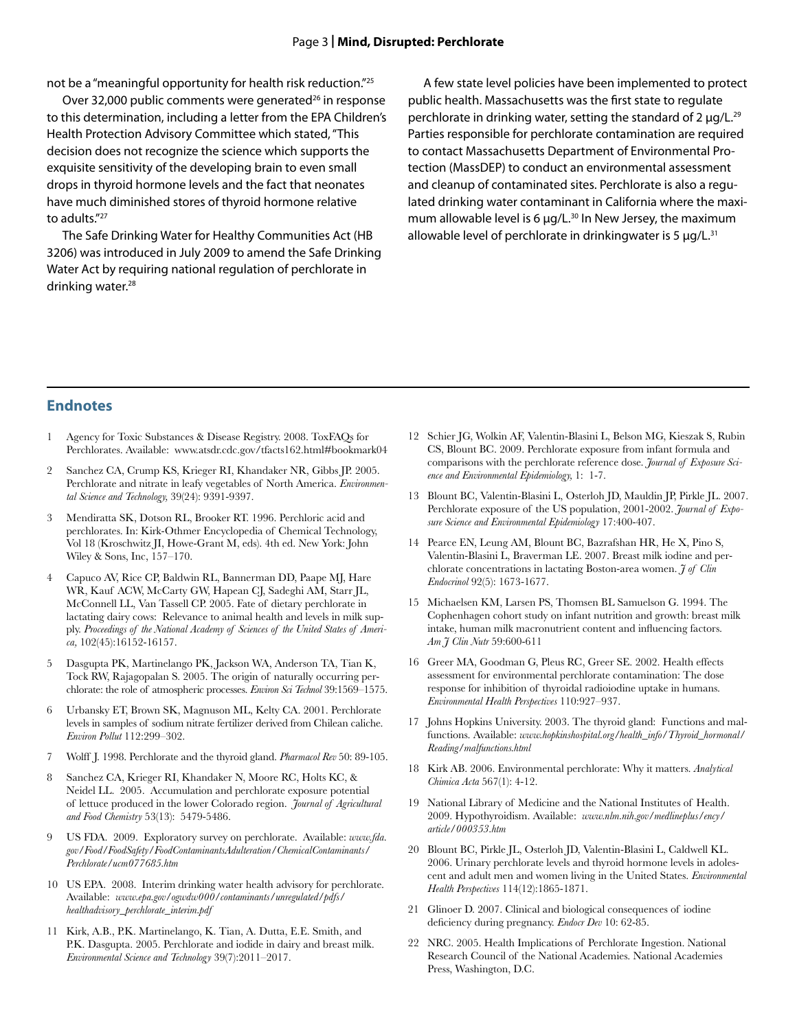not be a "meaningful opportunity for health risk reduction."[25]

Over 32,000 public comments were generated[26] in response to this determination, including a letter from the EPA Children's Health Protection Advisory Committee which stated, "This decision does not recognize the science which supports the exquisite sensitivity of the developing brain to even small drops in thyroid hormone levels and the fact that neonates have much diminished stores of thyroid hormone relative to adults."[27]

The Safe Drinking Water for Healthy Communities Act (HB 3206) was introduced in July 2009 to amend the Safe Drinking Water Act by requiring national regulation of perchlorate in drinking water.[28]

A few state level policies have been implemented to protect public health. Massachusetts was the first state to regulate perchlorate in drinking water, setting the standard of 2 µg/L.[29] Parties responsible for perchlorate contamination are required to contact Massachusetts Department of Environmental Protection (MassDEP) to conduct an environmental assessment and cleanup of contaminated sites. Perchlorate is also a regulated drinking water contaminant in California where the maximum allowable level is 6 µg/L.[30] In New Jersey, the maximum allowable level of perchlorate in drinkingwater is 5 µg/L.[31]

## Endnotes

1. Agency for Toxic Substances & Disease Registry. 2008. ToxFAQs for Perchlorates. Available: www.atsdr.cdc.gov/tfacts162.html#bookmark04
2. Sanchez CA, Crump KS, Krieger RI, Khandaker NR, Gibbs JP. 2005. Perchlorate and nitrate in leafy vegetables of North America. *Environmental Science and Technology,* 39(24): 9391-9397.
3. Mendiratta SK, Dotson RL, Brooker RT. 1996. Perchloric acid and perchlorates. In: Kirk-Othmer Encyclopedia of Chemical Technology, Vol 18 (Kroschwitz JI, Howe-Grant M, eds). 4th ed. New York: John Wiley & Sons, Inc, 157–170.
4. Capuco AV, Rice CP, Baldwin RL, Bannerman DD, Paape MJ, Hare WR, Kauf ACW, McCarty GW, Hapean CJ, Sadeghi AM, Starr JL, McConnell LL, Van Tassell CP. 2005. Fate of dietary perchlorate in lactating dairy cows: Relevance to animal health and levels in milk supply. *Proceedings of the National Academy of Sciences of the United States of America,* 102(45):16152-16157.
5. Dasgupta PK, Martinelango PK, Jackson WA, Anderson TA, Tian K, Tock RW, Rajagopalan S. 2005. The origin of naturally occurring perchlorate: the role of atmospheric processes. *Environ Sci Technol* 39:1569–1575.
6. Urbansky ET, Brown SK, Magnuson ML, Kelty CA. 2001. Perchlorate levels in samples of sodium nitrate fertilizer derived from Chilean caliche. *Environ Pollut* 112:299–302.
7. Wolff J. 1998. Perchlorate and the thyroid gland. *Pharmacol Rev* 50: 89-105.
8. Sanchez CA, Krieger RI, Khandaker N, Moore RC, Holts KC, & Neidel LL. 2005. Accumulation and perchlorate exposure potential of lettuce produced in the lower Colorado region. *Journal of Agricultural and Food Chemistry* 53(13): 5479-5486.
9. US FDA. 2009. Exploratory survey on perchlorate. Available: *www.fda.gov/Food/FoodSafety/FoodContaminantsAdulteration/ChemicalContaminants/Perchlorate/ucm077685.htm*
10. US EPA. 2008. Interim drinking water health advisory for perchlorate. Available: *www.epa.gov/ogwdw000/contaminants/unregulated/pdfs/healthadvisory_perchlorate_interim.pdf*
11. Kirk, A.B., P.K. Martinelango, K. Tian, A. Dutta, E.E. Smith, and P.K. Dasgupta. 2005. Perchlorate and iodide in dairy and breast milk. *Environmental Science and Technology* 39(7):2011–2017.
12. Schier JG, Wolkin AF, Valentin-Blasini L, Belson MG, Kieszak S, Rubin CS, Blount BC. 2009. Perchlorate exposure from infant formula and comparisons with the perchlorate reference dose. *Journal of Exposure Science and Environmental Epidemiology,* 1: 1-7.
13. Blount BC, Valentin-Blasini L, Osterloh JD, Mauldin JP, Pirkle JL. 2007. Perchlorate exposure of the US population, 2001-2002. *Journal of Exposure Science and Environmental Epidemiology* 17:400-407.
14. Pearce EN, Leung AM, Blount BC, Bazrafshan HR, He X, Pino S, Valentin-Blasini L, Braverman LE. 2007. Breast milk iodine and perchlorate concentrations in lactating Boston-area women. *J of Clin Endocrinol* 92(5): 1673-1677.
15. Michaelsen KM, Larsen PS, Thomsen BL Samuelson G. 1994. The Cophenhagen cohort study on infant nutrition and growth: breast milk intake, human milk macronutrient content and influencing factors. *Am J Clin Nutr* 59:600-611
16. Greer MA, Goodman G, Pleus RC, Greer SE. 2002. Health effects assessment for environmental perchlorate contamination: The dose response for inhibition of thyroidal radioiodine uptake in humans. *Environmental Health Perspectives* 110:927–937.
17. Johns Hopkins University. 2003. The thyroid gland: Functions and malfunctions. Available: *www.hopkinshospital.org/health_info/Thyroid_hormonal/Reading/malfunctions.html*
18. Kirk AB. 2006. Environmental perchlorate: Why it matters. *Analytical Chimica Acta* 567(1): 4-12.
19. National Library of Medicine and the National Institutes of Health. 2009. Hypothyroidism. Available: *www.nlm.nih.gov/medlineplus/ency/article/000353.htm*
20. Blount BC, Pirkle JL, Osterloh JD, Valentin-Blasini L, Caldwell KL. 2006. Urinary perchlorate levels and thyroid hormone levels in adolescent and adult men and women living in the United States. *Environmental Health Perspectives* 114(12):1865-1871.
21. Glinoer D. 2007. Clinical and biological consequences of iodine deficiency during pregnancy. *Endocr Dev* 10: 62-85.
22. NRC. 2005. Health Implications of Perchlorate Ingestion. National Research Council of the National Academies. National Academies Press, Washington, D.C.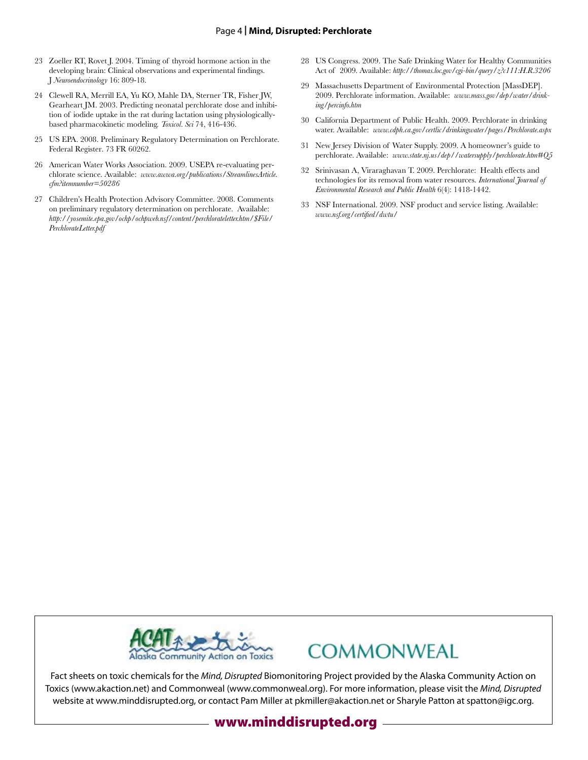23 Zoeller RT, Rovet J. 2004. Timing of thyroid hormone action in the developing brain: Clinical observations and experimental findings. J *Neuroendocrinology* 16: 809-18.

24 Clewell RA, Merrill EA, Yu KO, Mahle DA, Sterner TR, Fisher JW, Gearheart JM. 2003. Predicting neonatal perchlorate dose and inhibition of iodide uptake in the rat during lactation using physiologically-based pharmacokinetic modeling. *Toxicol. Sci* 74, 416-436.

25 US EPA. 2008. Preliminary Regulatory Determination on Perchlorate. Federal Register. 73 FR 60262.

26 American Water Works Association. 2009. USEPA re-evaluating perchlorate science. Available: *www.awwa.org/publications/StreamlinesArticle.cfm?itemnumber=50286*

27 Children's Health Protection Advisory Committee. 2008. Comments on preliminary regulatory determination on perchlorate. Available: *http://yosemite.epa.gov/ochp/ochpweb.nsf/content/perchlorateletter.htm/$File/PerchlorateLetter.pdf*

28 US Congress. 2009. The Safe Drinking Water for Healthy Communities Act of 2009. Available: *http://thomas.loc.gov/cgi-bin/query/z?c111:H.R.3206*

29 Massachusetts Department of Environmental Protection [MassDEP]. 2009. Perchlorate information. Available: *www.mass.gov/dep/water/drinking/percinfo.htm*

30 California Department of Public Health. 2009. Perchlorate in drinking water. Available: *www.cdph.ca.gov/certlic/drinkingwater/pages/Perchlorate.aspx*

31 New Jersey Division of Water Supply. 2009. A homeowner's guide to perchlorate. Available: *www.state.nj.us/dep//watersupply/perchlorate.htm#Q5*

32 Srinivasan A, Viraraghavan T. 2009. Perchlorate: Health effects and technologies for its removal from water resources. *International Journal of Environmental Research and Public Health* 6(4): 1418-1442.

33 NSF International. 2009. NSF product and service listing. Available: *www.nsf.org/certified/dwtu/*

ACAT Alaska Community Action on Toxics

COMMONWEAL

Fact sheets on toxic chemicals for the *Mind, Disrupted* Biomonitoring Project provided by the Alaska Community Action on Toxics (www.akaction.net) and Commonweal (www.commonweal.org). For more information, please visit the *Mind, Disrupted* website at www.minddisrupted.org, or contact Pam Miller at pkmiller@akaction.net or Sharyle Patton at spatton@igc.org.

**www.minddisrupted.org**